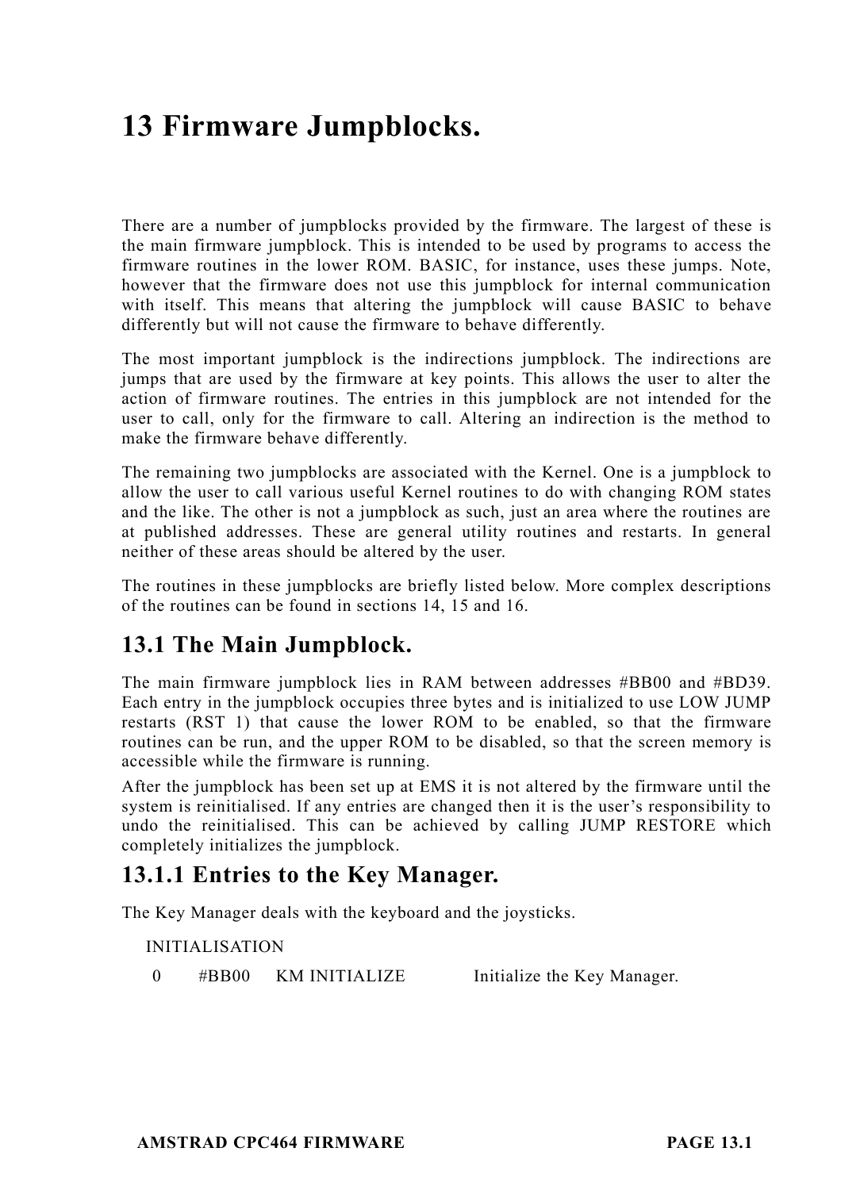# 13 Firmware Jumpblocks.

There are a number of jumpblocks provided by the firmware. The largest of these is the main firmware jumpblock. This is intended to be used by programs to access the firmware routines in the lower ROM. BASIC, for instance, uses these jumps. Note, however that the firmware does not use this jumpblock for internal communication with itself. This means that altering the jumpblock will cause BASIC to behave differently but will not cause the firmware to behave differently.

The most important jumpblock is the indirections jumpblock. The indirections are jumps that are used by the firmware at key points. This allows the user to alter the action of firmware routines. The entries in this jumpblock are not intended for the user to call, only for the firmware to call. Altering an indirection is the method to make the firmware behave differently.

The remaining two jumpblocks are associated with the Kernel. One is a jumpblock to allow the user to call various useful Kernel routines to do with changing ROM states and the like. The other is not a jumpblock as such, just an area where the routines are at published addresses. These are general utility routines and restarts. In general neither of these areas should be altered by the user.

The routines in these jumpblocks are briefly listed below. More complex descriptions of the routines can be found in sections 14, 15 and 16.

## 13.1 The Main Jumpblock.

The main firmware jumpblock lies in RAM between addresses #BB00 and #BD39. Each entry in the jumpblock occupies three bytes and is initialized to use LOW JUMP restarts (RST 1) that cause the lower ROM to be enabled, so that the firmware routines can be run, and the upper ROM to be disabled, so that the screen memory is accessible while the firmware is running.

After the jumpblock has been set up at EMS it is not altered by the firmware until the system is reinitialised. If any entries are changed then it is the user's responsibility to undo the reinitialised. This can be achieved by calling JUMP RESTORE which completely initializes the jumpblock.

### 13.1.1 Entries to the Key Manager.

The Key Manager deals with the keyboard and the joysticks.

INITIALISATION

| | | | |
|---|---|---|---|
| 0 | #BB00 | KM INITIALIZE | Initialize the Key Manager. |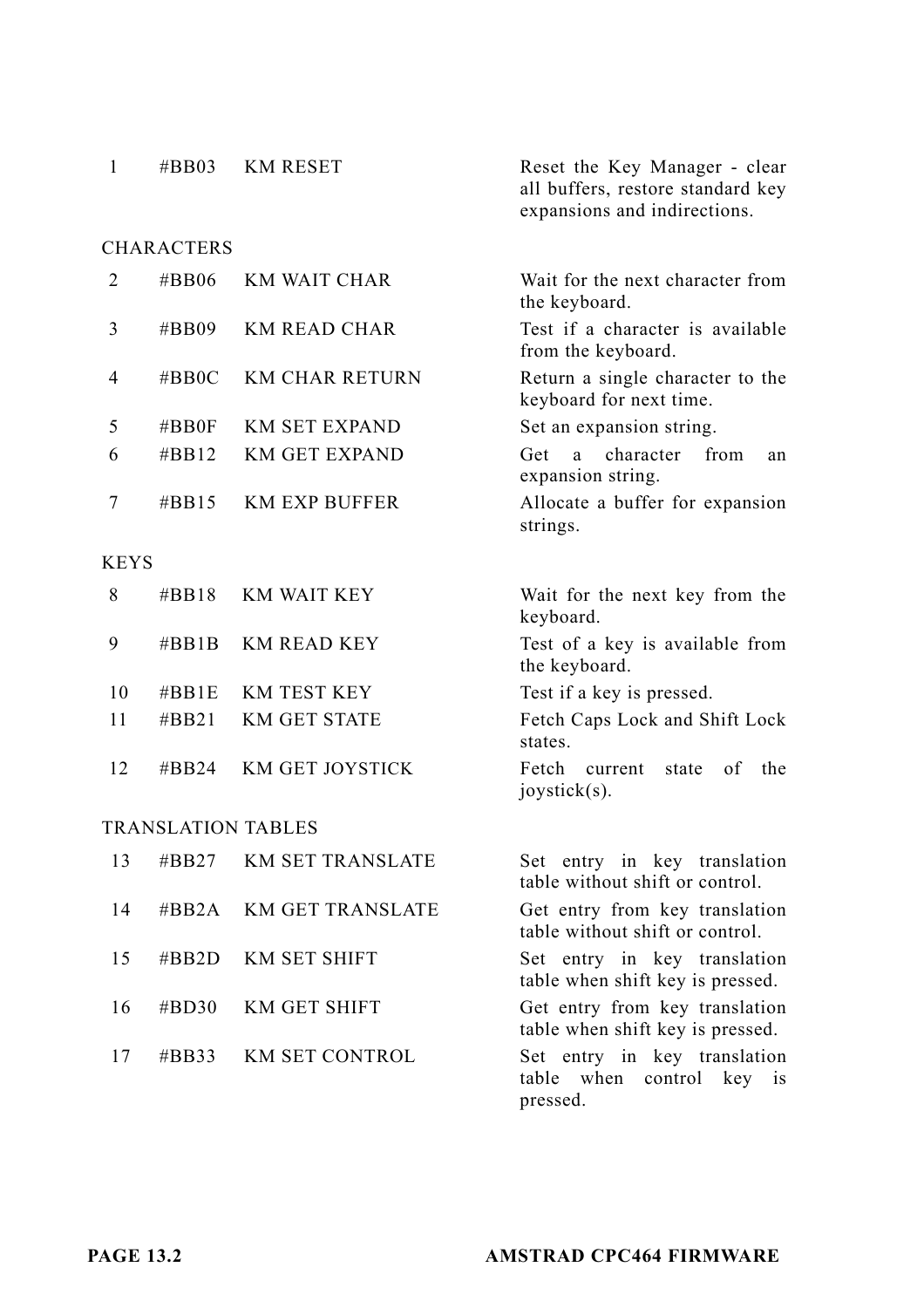| | | | |
|---|---|---|---|
| 1 | #BB03 | KM RESET | Reset the Key Manager - clear all buffers, restore standard key expansions and indirections. |

CHARACTERS

| | | | |
|---|---|---|---|
| 2 | #BB06 | KM WAIT CHAR | Wait for the next character from the keyboard. |
| 3 | #BB09 | KM READ CHAR | Test if a character is available from the keyboard. |
| 4 | #BB0C | KM CHAR RETURN | Return a single character to the keyboard for next time. |
| 5 | #BB0F | KM SET EXPAND | Set an expansion string. |
| 6 | #BB12 | KM GET EXPAND | Get a character from an expansion string. |
| 7 | #BB15 | KM EXP BUFFER | Allocate a buffer for expansion strings. |

KEYS

| | | | |
|---|---|---|---|
| 8 | #BB18 | KM WAIT KEY | Wait for the next key from the keyboard. |
| 9 | #BB1B | KM READ KEY | Test of a key is available from the keyboard. |
| 10 | #BB1E | KM TEST KEY | Test if a key is pressed. |
| 11 | #BB21 | KM GET STATE | Fetch Caps Lock and Shift Lock states. |
| 12 | #BB24 | KM GET JOYSTICK | Fetch current state of the joystick(s). |

TRANSLATION TABLES

| | | | |
|---|---|---|---|
| 13 | #BB27 | KM SET TRANSLATE | Set entry in key translation table without shift or control. |
| 14 | #BB2A | KM GET TRANSLATE | Get entry from key translation table without shift or control. |
| 15 | #BB2D | KM SET SHIFT | Set entry in key translation table when shift key is pressed. |
| 16 | #BD30 | KM GET SHIFT | Get entry from key translation table when shift key is pressed. |
| 17 | #BB33 | KM SET CONTROL | Set entry in key translation table when control key is pressed. |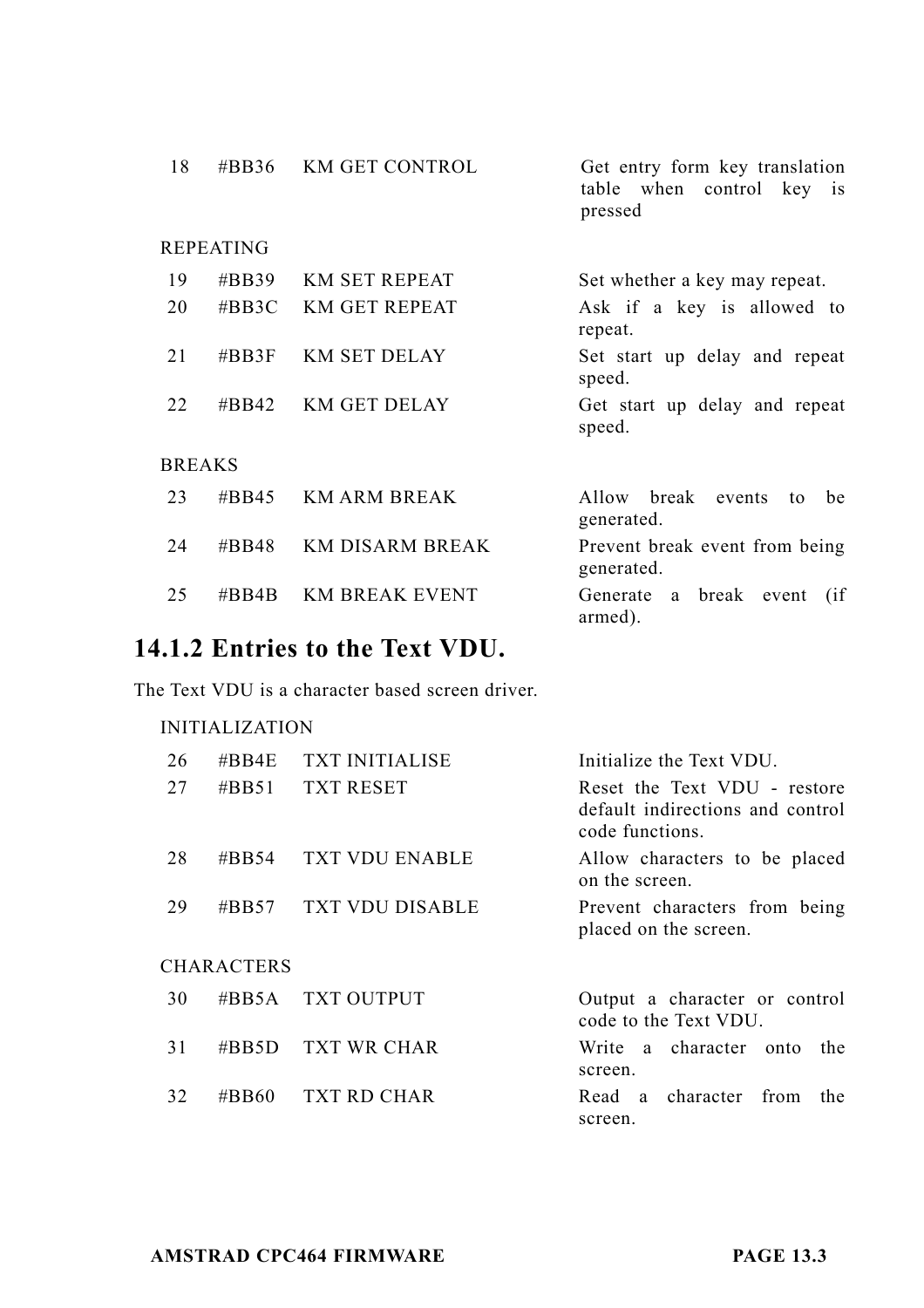| | | | |
|---|---|---|---|
| 18 | #BB36 | KM GET CONTROL | Get entry form key translation table when control key is pressed |

REPEATING

| | | | |
|---|---|---|---|
| 19 | #BB39 | KM SET REPEAT | Set whether a key may repeat. |
| 20 | #BB3C | KM GET REPEAT | Ask if a key is allowed to repeat. |
| 21 | #BB3F | KM SET DELAY | Set start up delay and repeat speed. |
| 22 | #BB42 | KM GET DELAY | Get start up delay and repeat speed. |

BREAKS

| | | | |
|---|---|---|---|
| 23 | #BB45 | KM ARM BREAK | Allow break events to be generated. |
| 24 | #BB48 | KM DISARM BREAK | Prevent break event from being generated. |
| 25 | #BB4B | KM BREAK EVENT | Generate a break event (if armed). |

## 14.1.2 Entries to the Text VDU.

The Text VDU is a character based screen driver.

INITIALIZATION

| | | | |
|---|---|---|---|
| 26 | #BB4E | TXT INITIALISE | Initialize the Text VDU. |
| 27 | #BB51 | TXT RESET | Reset the Text VDU - restore default indirections and control code functions. |
| 28 | #BB54 | TXT VDU ENABLE | Allow characters to be placed on the screen. |
| 29 | #BB57 | TXT VDU DISABLE | Prevent characters from being placed on the screen. |

CHARACTERS

| | | | |
|---|---|---|---|
| 30 | #BB5A | TXT OUTPUT | Output a character or control code to the Text VDU. |
| 31 | #BB5D | TXT WR CHAR | Write a character onto the screen. |
| 32 | #BB60 | TXT RD CHAR | Read a character from the screen. |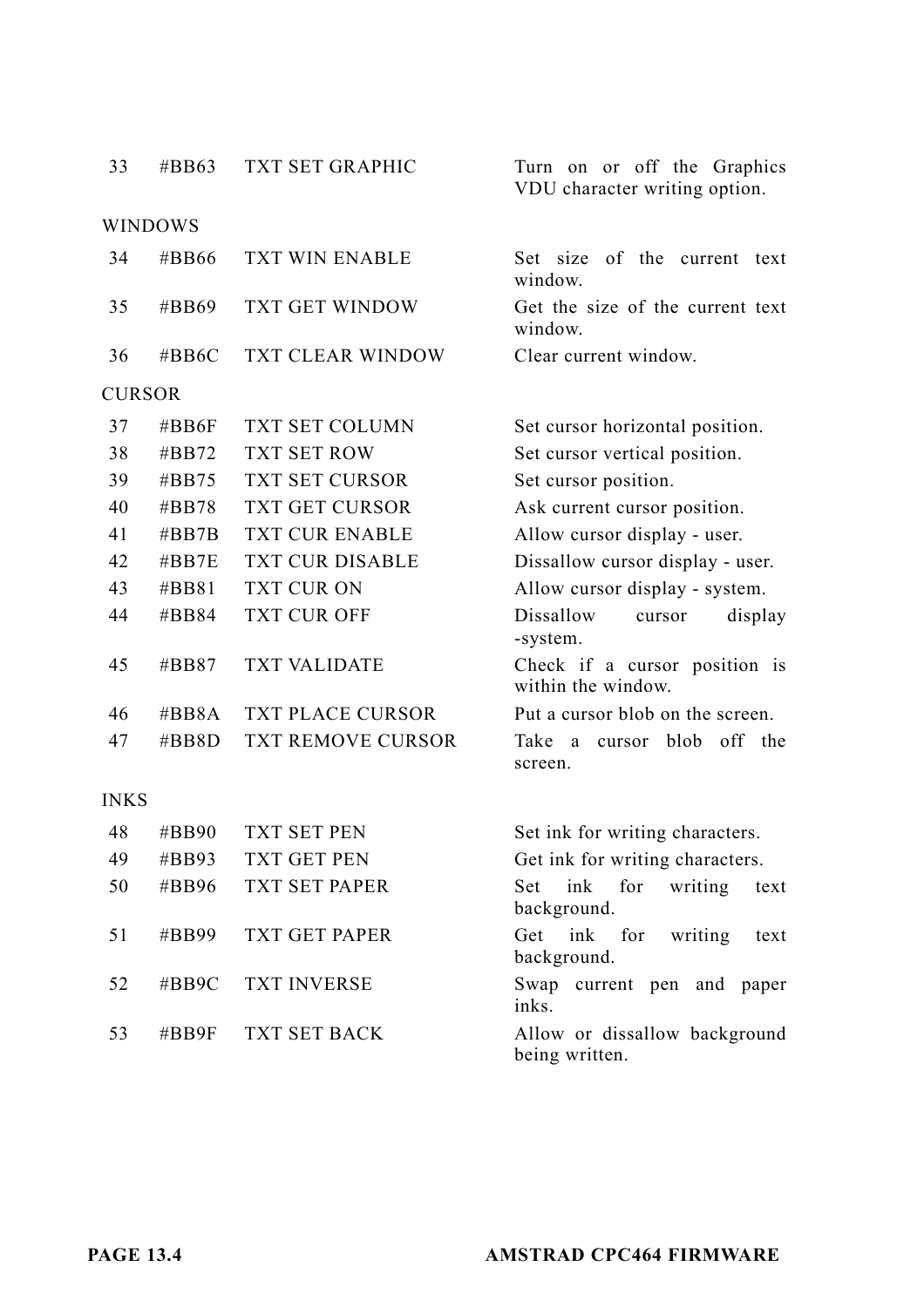| | | | |
|---|---|---|---|
| 33 | #BB63 | TXT SET GRAPHIC | Turn on or off the Graphics VDU character writing option. |

WINDOWS

| | | | |
|---|---|---|---|
| 34 | #BB66 | TXT WIN ENABLE | Set size of the current text window. |
| 35 | #BB69 | TXT GET WINDOW | Get the size of the current text window. |
| 36 | #BB6C | TXT CLEAR WINDOW | Clear current window. |

CURSOR

| | | | |
|---|---|---|---|
| 37 | #BB6F | TXT SET COLUMN | Set cursor horizontal position. |
| 38 | #BB72 | TXT SET ROW | Set cursor vertical position. |
| 39 | #BB75 | TXT SET CURSOR | Set cursor position. |
| 40 | #BB78 | TXT GET CURSOR | Ask current cursor position. |
| 41 | #BB7B | TXT CUR ENABLE | Allow cursor display - user. |
| 42 | #BB7E | TXT CUR DISABLE | Dissallow cursor display - user. |
| 43 | #BB81 | TXT CUR ON | Allow cursor display - system. |
| 44 | #BB84 | TXT CUR OFF | Dissallow cursor display -system. |
| 45 | #BB87 | TXT VALIDATE | Check if a cursor position is within the window. |
| 46 | #BB8A | TXT PLACE CURSOR | Put a cursor blob on the screen. |
| 47 | #BB8D | TXT REMOVE CURSOR | Take a cursor blob off the screen. |

INKS

| | | | |
|---|---|---|---|
| 48 | #BB90 | TXT SET PEN | Set ink for writing characters. |
| 49 | #BB93 | TXT GET PEN | Get ink for writing characters. |
| 50 | #BB96 | TXT SET PAPER | Set ink for writing text background. |
| 51 | #BB99 | TXT GET PAPER | Get ink for writing text background. |
| 52 | #BB9C | TXT INVERSE | Swap current pen and paper inks. |
| 53 | #BB9F | TXT SET BACK | Allow or dissallow background being written. |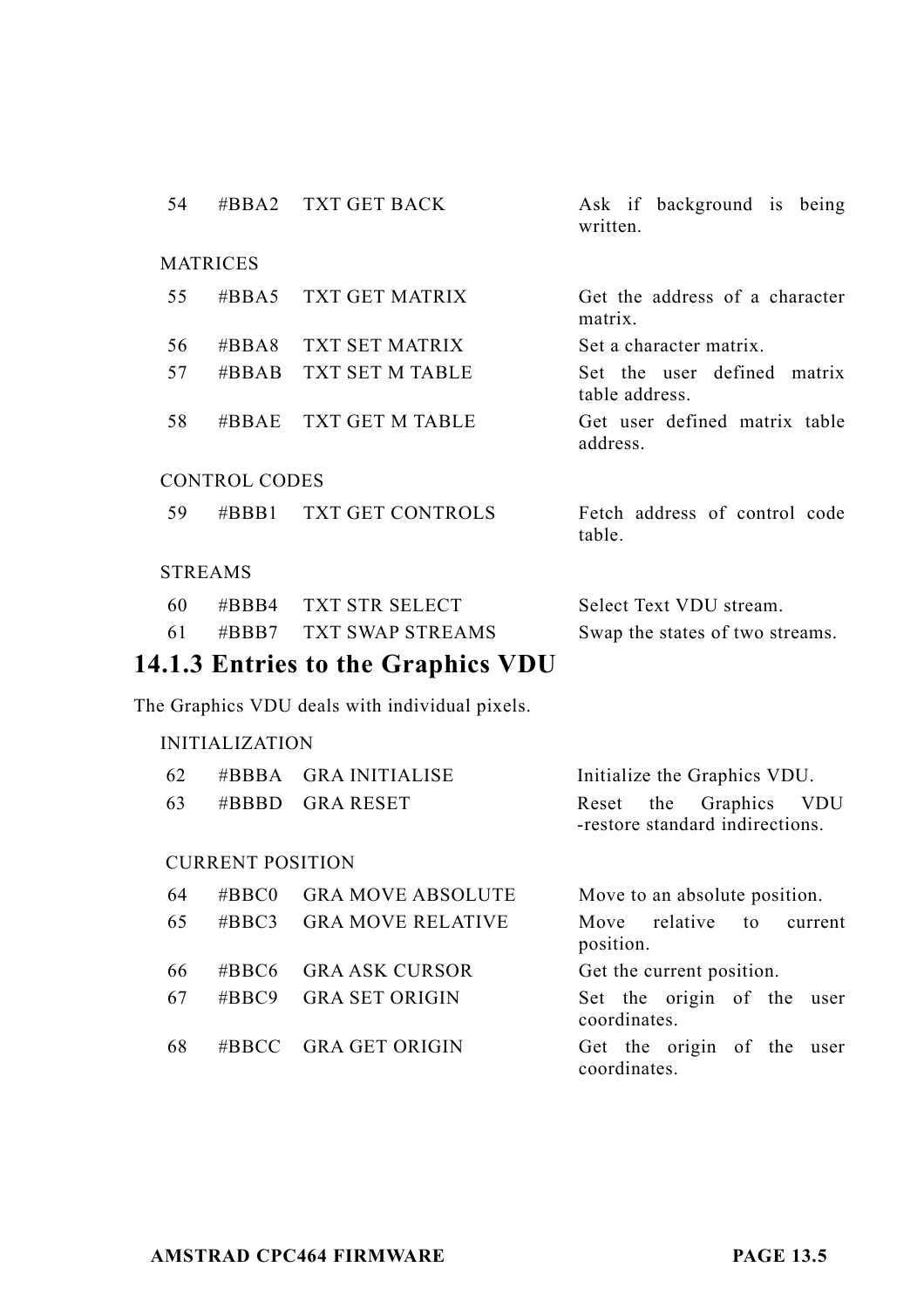| | | | |
|---|---|---|---|
| 54 | #BBA2 | TXT GET BACK | Ask if background is being written. |

MATRICES

| | | | |
|---|---|---|---|
| 55 | #BBA5 | TXT GET MATRIX | Get the address of a character matrix. |
| 56 | #BBA8 | TXT SET MATRIX | Set a character matrix. |
| 57 | #BBAB | TXT SET M TABLE | Set the user defined matrix table address. |
| 58 | #BBAE | TXT GET M TABLE | Get user defined matrix table address. |

CONTROL CODES

| | | | |
|---|---|---|---|
| 59 | #BBB1 | TXT GET CONTROLS | Fetch address of control code table. |

STREAMS

| | | | |
|---|---|---|---|
| 60 | #BBB4 | TXT STR SELECT | Select Text VDU stream. |
| 61 | #BBB7 | TXT SWAP STREAMS | Swap the states of two streams. |

### 14.1.3 Entries to the Graphics VDU

The Graphics VDU deals with individual pixels.

INITIALIZATION

| | | | |
|---|---|---|---|
| 62 | #BBBA | GRA INITIALISE | Initialize the Graphics VDU. |
| 63 | #BBBD | GRA RESET | Reset the Graphics VDU -restore standard indirections. |

CURRENT POSITION

| | | | |
|---|---|---|---|
| 64 | #BBC0 | GRA MOVE ABSOLUTE | Move to an absolute position. |
| 65 | #BBC3 | GRA MOVE RELATIVE | Move relative to current position. |
| 66 | #BBC6 | GRA ASK CURSOR | Get the current position. |
| 67 | #BBC9 | GRA SET ORIGIN | Set the origin of the user coordinates. |
| 68 | #BBCC | GRA GET ORIGIN | Get the origin of the user coordinates. |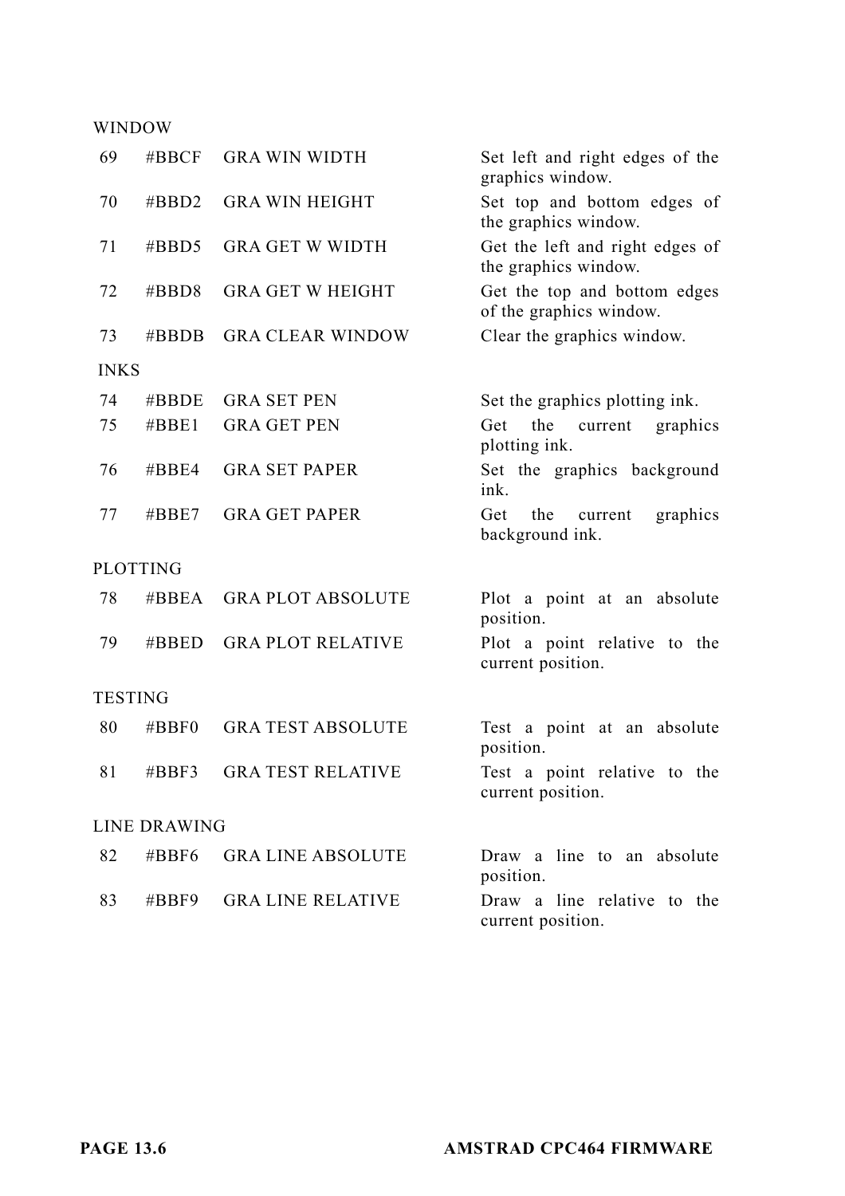WINDOW

| | | | |
|---|---|---|---|
| 69 | #BBCF | GRA WIN WIDTH | Set left and right edges of the graphics window. |
| 70 | #BBD2 | GRA WIN HEIGHT | Set top and bottom edges of the graphics window. |
| 71 | #BBD5 | GRA GET W WIDTH | Get the left and right edges of the graphics window. |
| 72 | #BBD8 | GRA GET W HEIGHT | Get the top and bottom edges of the graphics window. |
| 73 | #BBDB | GRA CLEAR WINDOW | Clear the graphics window. |

INKS

| | | | |
|---|---|---|---|
| 74 | #BBDE | GRA SET PEN | Set the graphics plotting ink. |
| 75 | #BBE1 | GRA GET PEN | Get the current graphics plotting ink. |
| 76 | #BBE4 | GRA SET PAPER | Set the graphics background ink. |
| 77 | #BBE7 | GRA GET PAPER | Get the current graphics background ink. |

PLOTTING

| | | | |
|---|---|---|---|
| 78 | #BBEA | GRA PLOT ABSOLUTE | Plot a point at an absolute position. |
| 79 | #BBED | GRA PLOT RELATIVE | Plot a point relative to the current position. |

TESTING

| | | | |
|---|---|---|---|
| 80 | #BBF0 | GRA TEST ABSOLUTE | Test a point at an absolute position. |
| 81 | #BBF3 | GRA TEST RELATIVE | Test a point relative to the current position. |

LINE DRAWING

| | | | |
|---|---|---|---|
| 82 | #BBF6 | GRA LINE ABSOLUTE | Draw a line to an absolute position. |
| 83 | #BBF9 | GRA LINE RELATIVE | Draw a line relative to the current position. |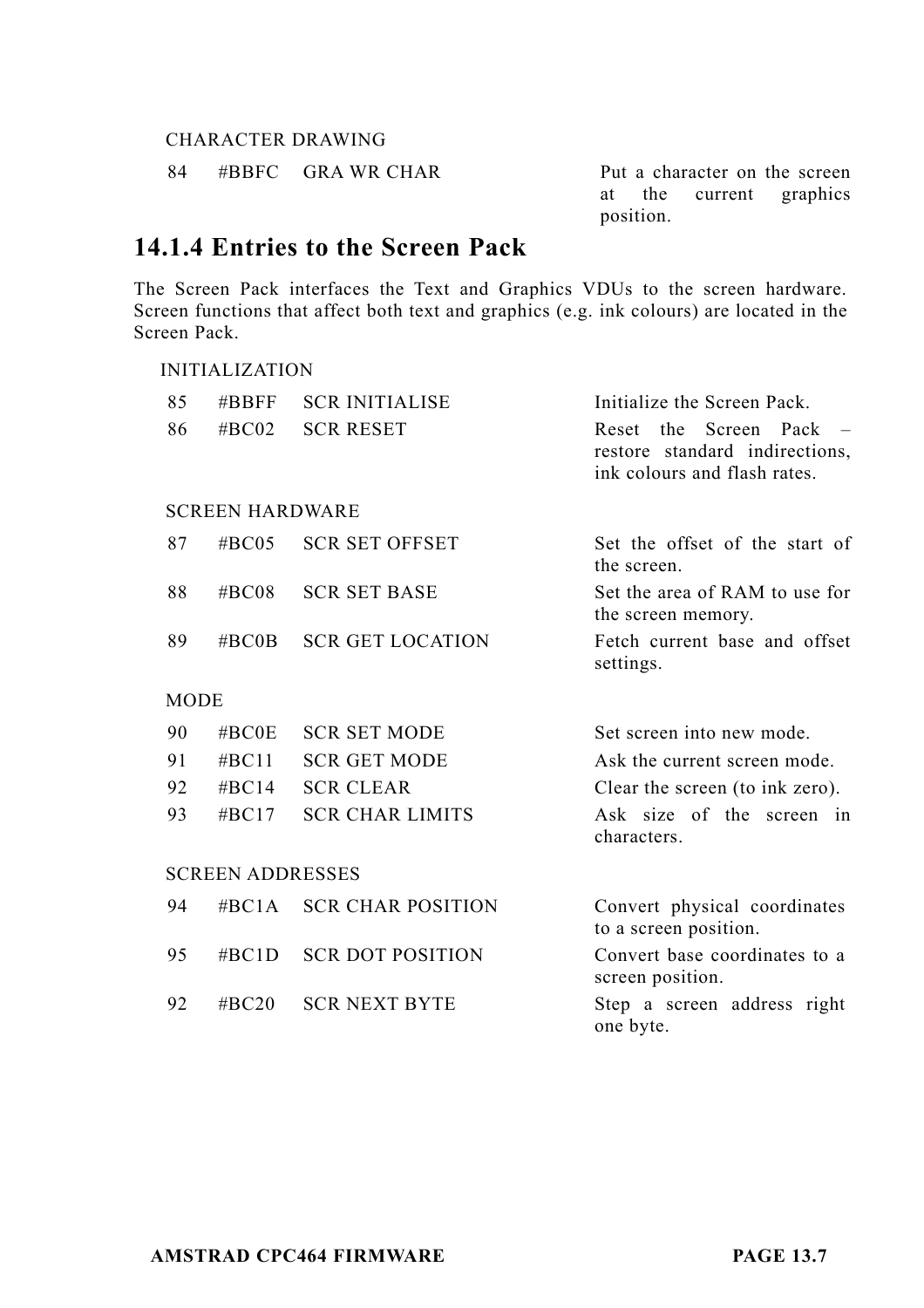CHARACTER DRAWING

| | | | |
|---|---|---|---|
| 84 | #BBFC | GRA WR CHAR | Put a character on the screen at the current graphics position. |

### 14.1.4 Entries to the Screen Pack

The Screen Pack interfaces the Text and Graphics VDUs to the screen hardware. Screen functions that affect both text and graphics (e.g. ink colours) are located in the Screen Pack.

INITIALIZATION

| | | | |
|---|---|---|---|
| 85 | #BBFF | SCR INITIALISE | Initialize the Screen Pack. |
| 86 | #BC02 | SCR RESET | Reset the Screen Pack – restore standard indirections, ink colours and flash rates. |

SCREEN HARDWARE

| | | | |
|---|---|---|---|
| 87 | #BC05 | SCR SET OFFSET | Set the offset of the start of the screen. |
| 88 | #BC08 | SCR SET BASE | Set the area of RAM to use for the screen memory. |
| 89 | #BC0B | SCR GET LOCATION | Fetch current base and offset settings. |

MODE

| | | | |
|---|---|---|---|
| 90 | #BC0E | SCR SET MODE | Set screen into new mode. |
| 91 | #BC11 | SCR GET MODE | Ask the current screen mode. |
| 92 | #BC14 | SCR CLEAR | Clear the screen (to ink zero). |
| 93 | #BC17 | SCR CHAR LIMITS | Ask size of the screen in characters. |

SCREEN ADDRESSES

| | | | |
|---|---|---|---|
| 94 | #BC1A | SCR CHAR POSITION | Convert physical coordinates to a screen position. |
| 95 | #BC1D | SCR DOT POSITION | Convert base coordinates to a screen position. |
| 92 | #BC20 | SCR NEXT BYTE | Step a screen address right one byte. |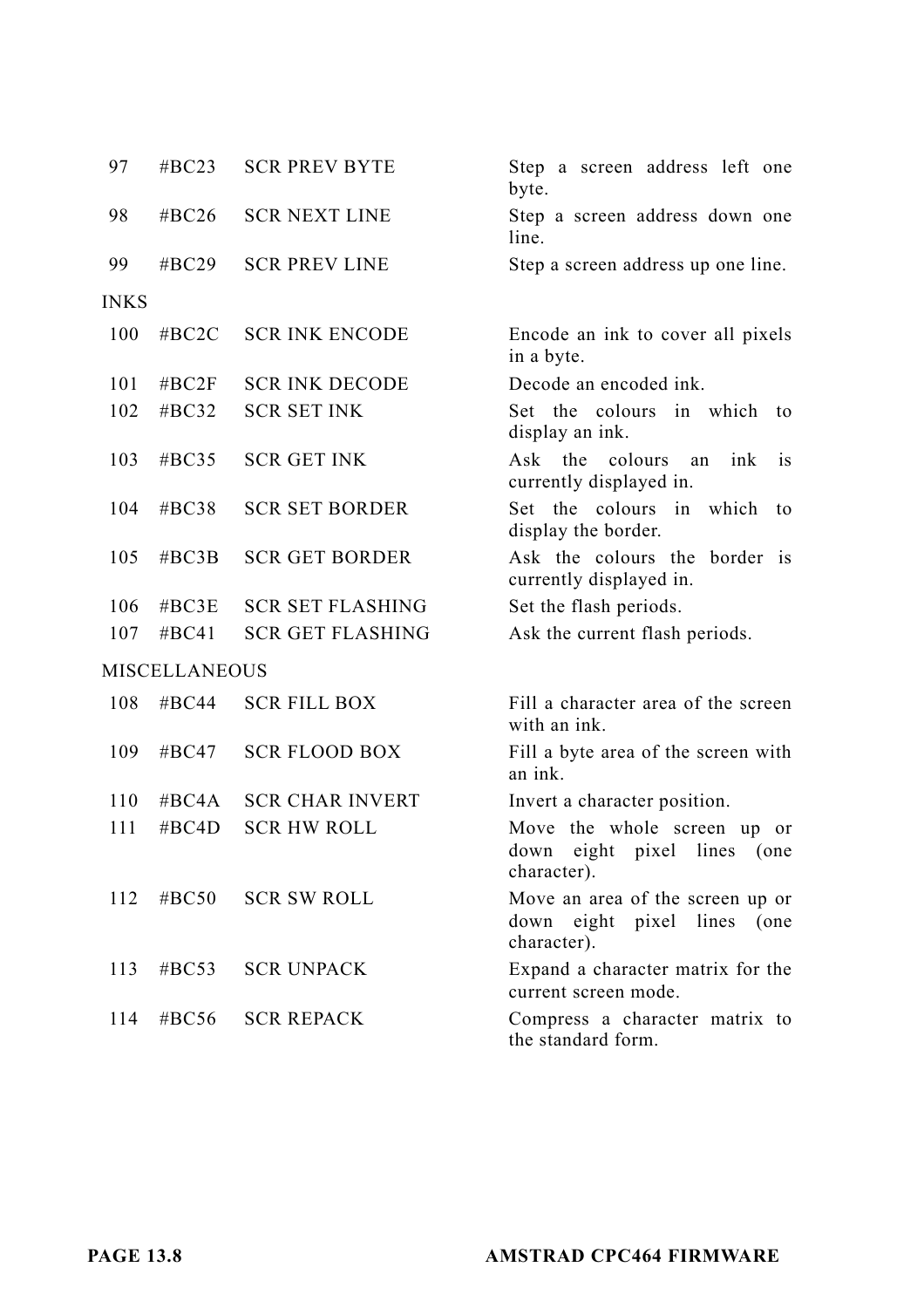| | | | |
|---|---|---|---|
| 97 | #BC23 | SCR PREV BYTE | Step a screen address left one byte. |
| 98 | #BC26 | SCR NEXT LINE | Step a screen address down one line. |
| 99 | #BC29 | SCR PREV LINE | Step a screen address up one line. |

INKS

| | | | |
|---|---|---|---|
| 100 | #BC2C | SCR INK ENCODE | Encode an ink to cover all pixels in a byte. |
| 101 | #BC2F | SCR INK DECODE | Decode an encoded ink. |
| 102 | #BC32 | SCR SET INK | Set the colours in which to display an ink. |
| 103 | #BC35 | SCR GET INK | Ask the colours an ink is currently displayed in. |
| 104 | #BC38 | SCR SET BORDER | Set the colours in which to display the border. |
| 105 | #BC3B | SCR GET BORDER | Ask the colours the border is currently displayed in. |
| 106 | #BC3E | SCR SET FLASHING | Set the flash periods. |
| 107 | #BC41 | SCR GET FLASHING | Ask the current flash periods. |

MISCELLANEOUS

| | | | |
|---|---|---|---|
| 108 | #BC44 | SCR FILL BOX | Fill a character area of the screen with an ink. |
| 109 | #BC47 | SCR FLOOD BOX | Fill a byte area of the screen with an ink. |
| 110 | #BC4A | SCR CHAR INVERT | Invert a character position. |
| 111 | #BC4D | SCR HW ROLL | Move the whole screen up or down eight pixel lines (one character). |
| 112 | #BC50 | SCR SW ROLL | Move an area of the screen up or down eight pixel lines (one character). |
| 113 | #BC53 | SCR UNPACK | Expand a character matrix for the current screen mode. |
| 114 | #BC56 | SCR REPACK | Compress a character matrix to the standard form. |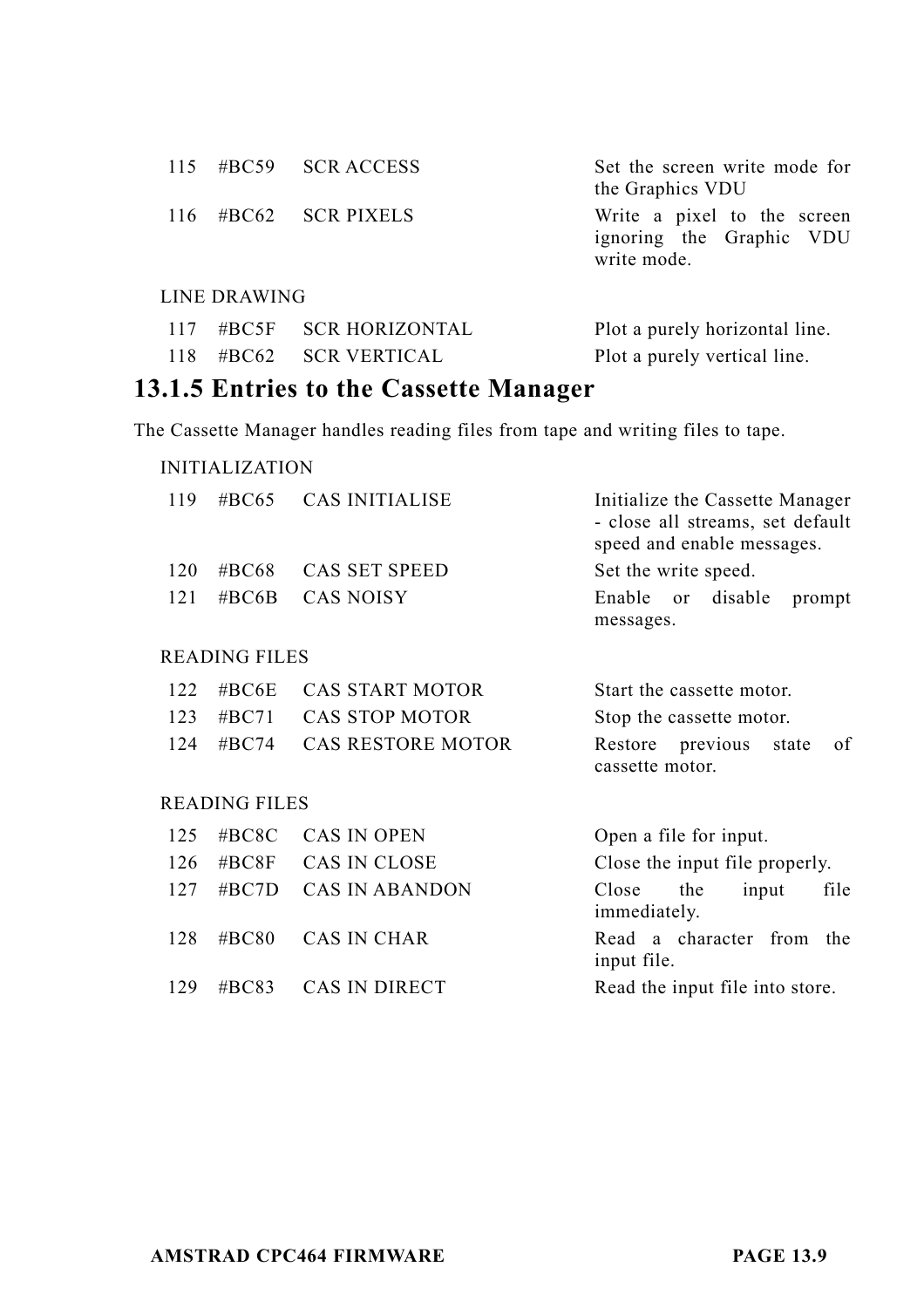| | | | |
|---|---|---|---|
| 115 | #BC59 | SCR ACCESS | Set the screen write mode for the Graphics VDU |
| 116 | #BC62 | SCR PIXELS | Write a pixel to the screen ignoring the Graphic VDU write mode. |

LINE DRAWING

| | | | |
|---|---|---|---|
| 117 | #BC5F | SCR HORIZONTAL | Plot a purely horizontal line. |
| 118 | #BC62 | SCR VERTICAL | Plot a purely vertical line. |

### 13.1.5 Entries to the Cassette Manager

The Cassette Manager handles reading files from tape and writing files to tape.

INITIALIZATION

| | | | |
|---|---|---|---|
| 119 | #BC65 | CAS INITIALISE | Initialize the Cassette Manager - close all streams, set default speed and enable messages. |
| 120 | #BC68 | CAS SET SPEED | Set the write speed. |
| 121 | #BC6B | CAS NOISY | Enable or disable prompt messages. |

READING FILES

| | | | |
|---|---|---|---|
| 122 | #BC6E | CAS START MOTOR | Start the cassette motor. |
| 123 | #BC71 | CAS STOP MOTOR | Stop the cassette motor. |
| 124 | #BC74 | CAS RESTORE MOTOR | Restore previous state of cassette motor. |

READING FILES

| | | | |
|---|---|---|---|
| 125 | #BC8C | CAS IN OPEN | Open a file for input. |
| 126 | #BC8F | CAS IN CLOSE | Close the input file properly. |
| 127 | #BC7D | CAS IN ABANDON | Close the input file immediately. |
| 128 | #BC80 | CAS IN CHAR | Read a character from the input file. |
| 129 | #BC83 | CAS IN DIRECT | Read the input file into store. |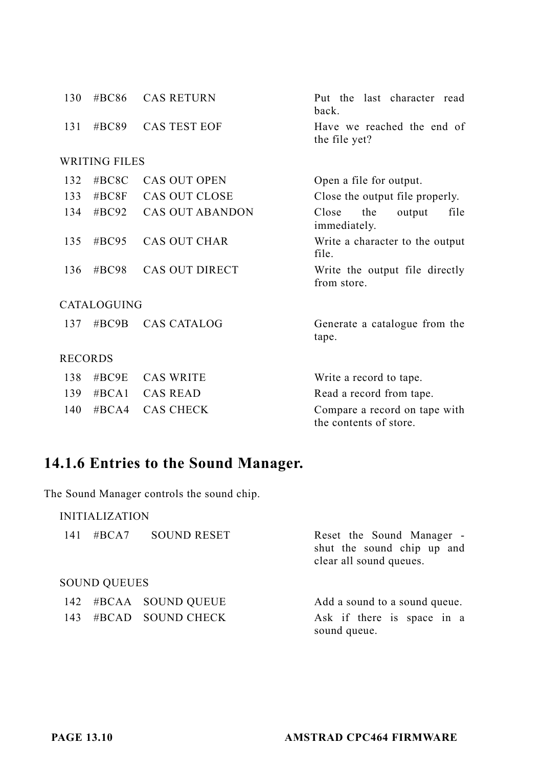| | | | |
|---|---|---|---|
| 130 | #BC86 | CAS RETURN | Put the last character read back. |
| 131 | #BC89 | CAS TEST EOF | Have we reached the end of the file yet? |

WRITING FILES

| | | | |
|---|---|---|---|
| 132 | #BC8C | CAS OUT OPEN | Open a file for output. |
| 133 | #BC8F | CAS OUT CLOSE | Close the output file properly. |
| 134 | #BC92 | CAS OUT ABANDON | Close the output file immediately. |
| 135 | #BC95 | CAS OUT CHAR | Write a character to the output file. |
| 136 | #BC98 | CAS OUT DIRECT | Write the output file directly from store. |

CATALOGUING

| | | | |
|---|---|---|---|
| 137 | #BC9B | CAS CATALOG | Generate a catalogue from the tape. |

RECORDS

| | | | |
|---|---|---|---|
| 138 | #BC9E | CAS WRITE | Write a record to tape. |
| 139 | #BCA1 | CAS READ | Read a record from tape. |
| 140 | #BCA4 | CAS CHECK | Compare a record on tape with the contents of store. |

## 14.1.6 Entries to the Sound Manager.

The Sound Manager controls the sound chip.

INITIALIZATION

| | | | |
|---|---|---|---|
| 141 | #BCA7 | SOUND RESET | Reset the Sound Manager - shut the sound chip up and clear all sound queues. |

SOUND QUEUES

| | | | |
|---|---|---|---|
| 142 | #BCAA | SOUND QUEUE | Add a sound to a sound queue. |
| 143 | #BCAD | SOUND CHECK | Ask if there is space in a sound queue. |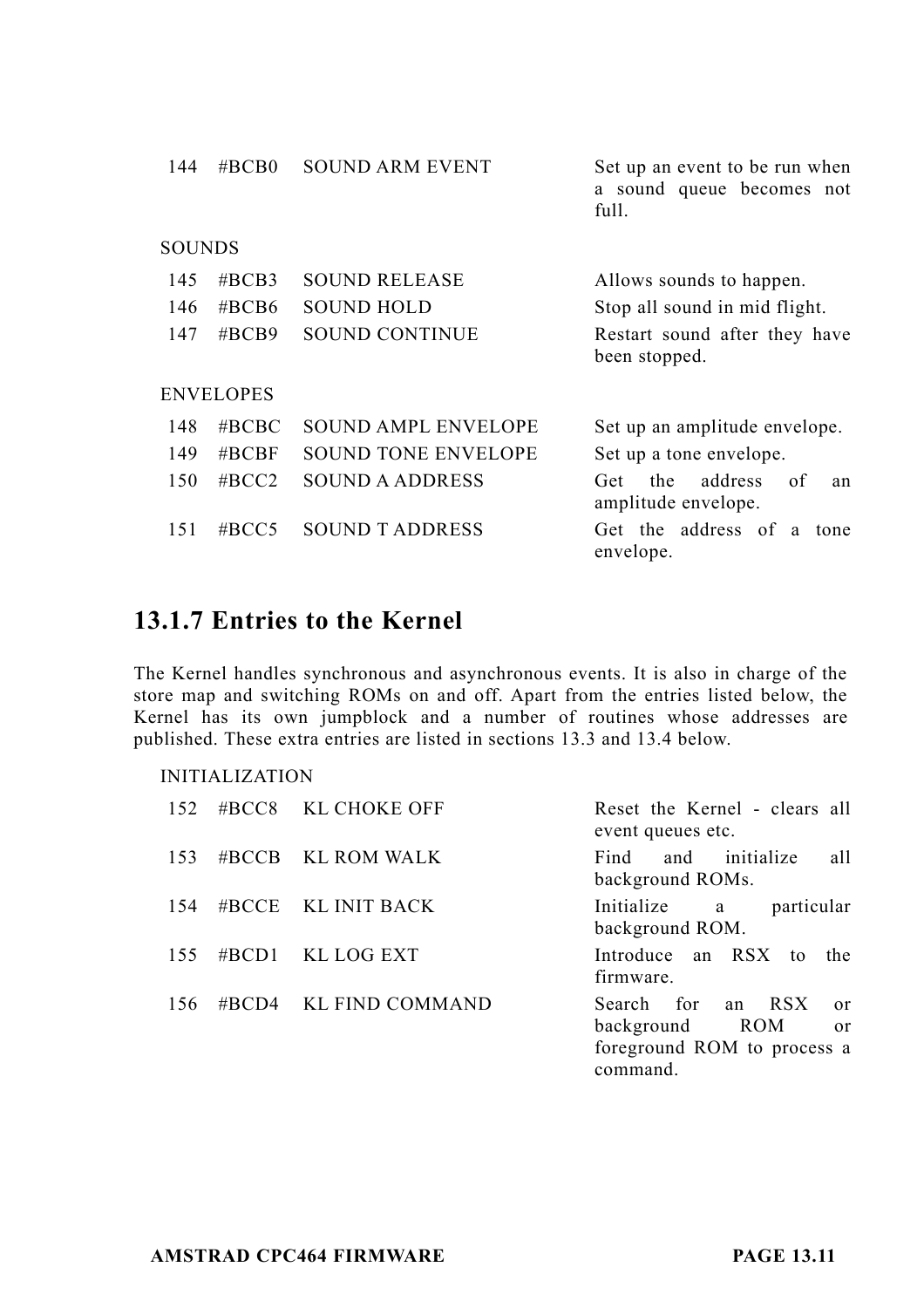| | | | |
|---|---|---|---|
| 144 | #BCB0 | SOUND ARM EVENT | Set up an event to be run when a sound queue becomes not full. |

SOUNDS

| | | | |
|---|---|---|---|
| 145 | #BCB3 | SOUND RELEASE | Allows sounds to happen. |
| 146 | #BCB6 | SOUND HOLD | Stop all sound in mid flight. |
| 147 | #BCB9 | SOUND CONTINUE | Restart sound after they have been stopped. |

ENVELOPES

| | | | |
|---|---|---|---|
| 148 | #BCBC | SOUND AMPL ENVELOPE | Set up an amplitude envelope. |
| 149 | #BCBF | SOUND TONE ENVELOPE | Set up a tone envelope. |
| 150 | #BCC2 | SOUND A ADDRESS | Get the address of an amplitude envelope. |
| 151 | #BCC5 | SOUND T ADDRESS | Get the address of a tone envelope. |

## 13.1.7 Entries to the Kernel

The Kernel handles synchronous and asynchronous events. It is also in charge of the store map and switching ROMs on and off. Apart from the entries listed below, the Kernel has its own jumpblock and a number of routines whose addresses are published. These extra entries are listed in sections 13.3 and 13.4 below.

INITIALIZATION

| | | | |
|---|---|---|---|
| 152 | #BCC8 | KL CHOKE OFF | Reset the Kernel - clears all event queues etc. |
| 153 | #BCCB | KL ROM WALK | Find and initialize all background ROMs. |
| 154 | #BCCE | KL INIT BACK | Initialize a particular background ROM. |
| 155 | #BCD1 | KL LOG EXT | Introduce an RSX to the firmware. |
| 156 | #BCD4 | KL FIND COMMAND | Search for an RSX or background ROM or foreground ROM to process a command. |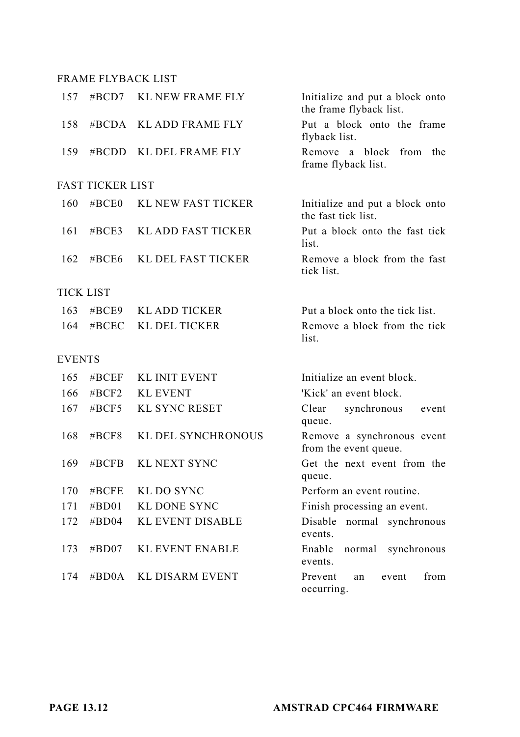FRAME FLYBACK LIST

| | | | |
|---|---|---|---|
| 157 | #BCD7 | KL NEW FRAME FLY | Initialize and put a block onto the frame flyback list. |
| 158 | #BCDA | KL ADD FRAME FLY | Put a block onto the frame flyback list. |
| 159 | #BCDD | KL DEL FRAME FLY | Remove a block from the frame flyback list. |

FAST TICKER LIST

| | | | |
|---|---|---|---|
| 160 | #BCE0 | KL NEW FAST TICKER | Initialize and put a block onto the fast tick list. |
| 161 | #BCE3 | KL ADD FAST TICKER | Put a block onto the fast tick list. |
| 162 | #BCE6 | KL DEL FAST TICKER | Remove a block from the fast tick list. |

TICK LIST

| | | | |
|---|---|---|---|
| 163 | #BCE9 | KL ADD TICKER | Put a block onto the tick list. |
| 164 | #BCEC | KL DEL TICKER | Remove a block from the tick list. |

EVENTS

| | | | |
|---|---|---|---|
| 165 | #BCEF | KL INIT EVENT | Initialize an event block. |
| 166 | #BCF2 | KL EVENT | 'Kick' an event block. |
| 167 | #BCF5 | KL SYNC RESET | Clear synchronous event queue. |
| 168 | #BCF8 | KL DEL SYNCHRONOUS | Remove a synchronous event from the event queue. |
| 169 | #BCFB | KL NEXT SYNC | Get the next event from the queue. |
| 170 | #BCFE | KL DO SYNC | Perform an event routine. |
| 171 | #BD01 | KL DONE SYNC | Finish processing an event. |
| 172 | #BD04 | KL EVENT DISABLE | Disable normal synchronous events. |
| 173 | #BD07 | KL EVENT ENABLE | Enable normal synchronous events. |
| 174 | #BD0A | KL DISARM EVENT | Prevent an event from occurring. |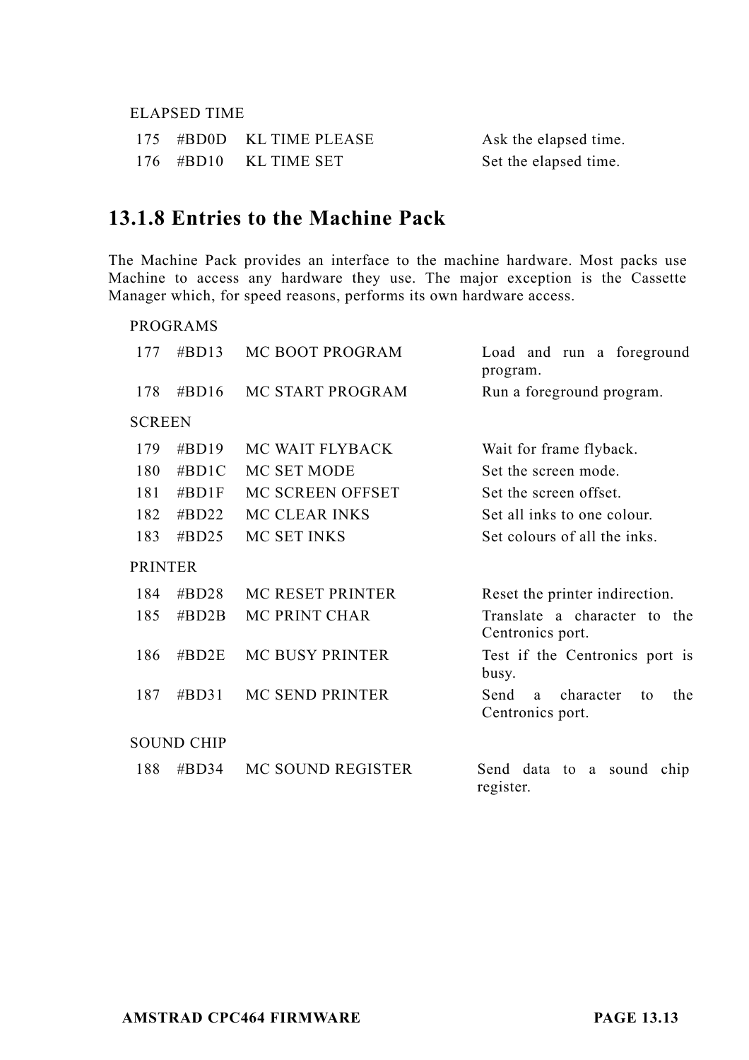ELAPSED TIME

| | | | |
|---|---|---|---|
| 175 | #BD0D | KL TIME PLEASE | Ask the elapsed time. |
| 176 | #BD10 | KL TIME SET | Set the elapsed time. |

### 13.1.8 Entries to the Machine Pack

The Machine Pack provides an interface to the machine hardware. Most packs use Machine to access any hardware they use. The major exception is the Cassette Manager which, for speed reasons, performs its own hardware access.

PROGRAMS

| | | | |
|---|---|---|---|
| 177 | #BD13 | MC BOOT PROGRAM | Load and run a foreground program. |
| 178 | #BD16 | MC START PROGRAM | Run a foreground program. |

SCREEN

| | | | |
|---|---|---|---|
| 179 | #BD19 | MC WAIT FLYBACK | Wait for frame flyback. |
| 180 | #BD1C | MC SET MODE | Set the screen mode. |
| 181 | #BD1F | MC SCREEN OFFSET | Set the screen offset. |
| 182 | #BD22 | MC CLEAR INKS | Set all inks to one colour. |
| 183 | #BD25 | MC SET INKS | Set colours of all the inks. |

PRINTER

| | | | |
|---|---|---|---|
| 184 | #BD28 | MC RESET PRINTER | Reset the printer indirection. |
| 185 | #BD2B | MC PRINT CHAR | Translate a character to the Centronics port. |
| 186 | #BD2E | MC BUSY PRINTER | Test if the Centronics port is busy. |
| 187 | #BD31 | MC SEND PRINTER | Send a character to the Centronics port. |

SOUND CHIP

| | | | |
|---|---|---|---|
| 188 | #BD34 | MC SOUND REGISTER | Send data to a sound chip register. |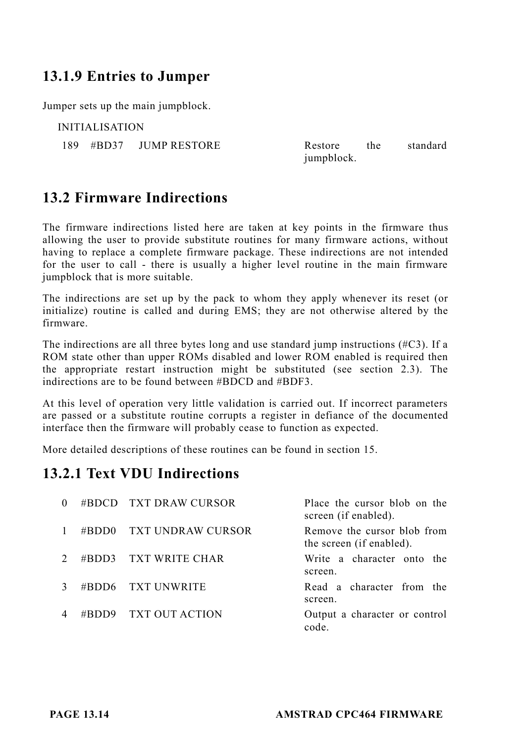## 13.1.9 Entries to Jumper

Jumper sets up the main jumpblock.

INITIALISATION

| | | | |
|---|---|---|---|
| 189 | #BD37 | JUMP RESTORE | Restore the standard jumpblock. |

## 13.2 Firmware Indirections

The firmware indirections listed here are taken at key points in the firmware thus allowing the user to provide substitute routines for many firmware actions, without having to replace a complete firmware package. These indirections are not intended for the user to call - there is usually a higher level routine in the main firmware jumpblock that is more suitable.

The indirections are set up by the pack to whom they apply whenever its reset (or initialize) routine is called and during EMS; they are not otherwise altered by the firmware.

The indirections are all three bytes long and use standard jump instructions (#C3). If a ROM state other than upper ROMs disabled and lower ROM enabled is required then the appropriate restart instruction might be substituted (see section 2.3). The indirections are to be found between #BDCD and #BDF3.

At this level of operation very little validation is carried out. If incorrect parameters are passed or a substitute routine corrupts a register in defiance of the documented interface then the firmware will probably cease to function as expected.

More detailed descriptions of these routines can be found in section 15.

## 13.2.1 Text VDU Indirections

| | | | |
|---|---|---|---|
| 0 | #BDCD | TXT DRAW CURSOR | Place the cursor blob on the screen (if enabled). |
| 1 | #BDD0 | TXT UNDRAW CURSOR | Remove the cursor blob from the screen (if enabled). |
| 2 | #BDD3 | TXT WRITE CHAR | Write a character onto the screen. |
| 3 | #BDD6 | TXT UNWRITE | Read a character from the screen. |
| 4 | #BDD9 | TXT OUT ACTION | Output a character or control code. |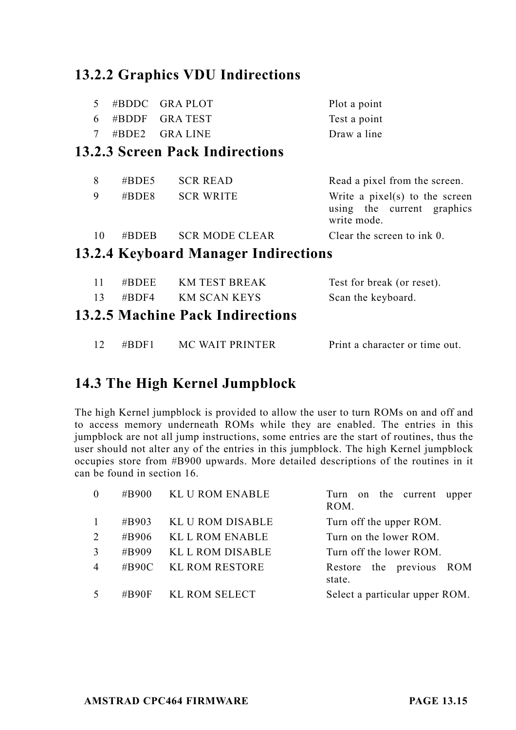### 13.2.2 Graphics VDU Indirections

| | | | |
|---|---|---|---|
| 5 | #BDDC | GRA PLOT | Plot a point |
| 6 | #BDDF | GRA TEST | Test a point |
| 7 | #BDE2 | GRA LINE | Draw a line |

### 13.2.3 Screen Pack Indirections

| | | | |
|---|---|---|---|
| 8 | #BDE5 | SCR READ | Read a pixel from the screen. |
| 9 | #BDE8 | SCR WRITE | Write a pixel(s) to the screen using the current graphics write mode. |
| 10 | #BDEB | SCR MODE CLEAR | Clear the screen to ink 0. |

### 13.2.4 Keyboard Manager Indirections

| | | | |
|---|---|---|---|
| 11 | #BDEE | KM TEST BREAK | Test for break (or reset). |
| 13 | #BDF4 | KM SCAN KEYS | Scan the keyboard. |

### 13.2.5 Machine Pack Indirections

| | | | |
|---|---|---|---|
| 12 | #BDF1 | MC WAIT PRINTER | Print a character or time out. |

## 14.3 The High Kernel Jumpblock

The high Kernel jumpblock is provided to allow the user to turn ROMs on and off and to access memory underneath ROMs while they are enabled. The entries in this jumpblock are not all jump instructions, some entries are the start of routines, thus the user should not alter any of the entries in this jumpblock. The high Kernel jumpblock occupies store from #B900 upwards. More detailed descriptions of the routines in it can be found in section 16.

| | | | |
|---|---|---|---|
| 0 | #B900 | KL U ROM ENABLE | Turn on the current upper ROM. |
| 1 | #B903 | KL U ROM DISABLE | Turn off the upper ROM. |
| 2 | #B906 | KL L ROM ENABLE | Turn on the lower ROM. |
| 3 | #B909 | KL L ROM DISABLE | Turn off the lower ROM. |
| 4 | #B90C | KL ROM RESTORE | Restore the previous ROM state. |
| 5 | #B90F | KL ROM SELECT | Select a particular upper ROM. |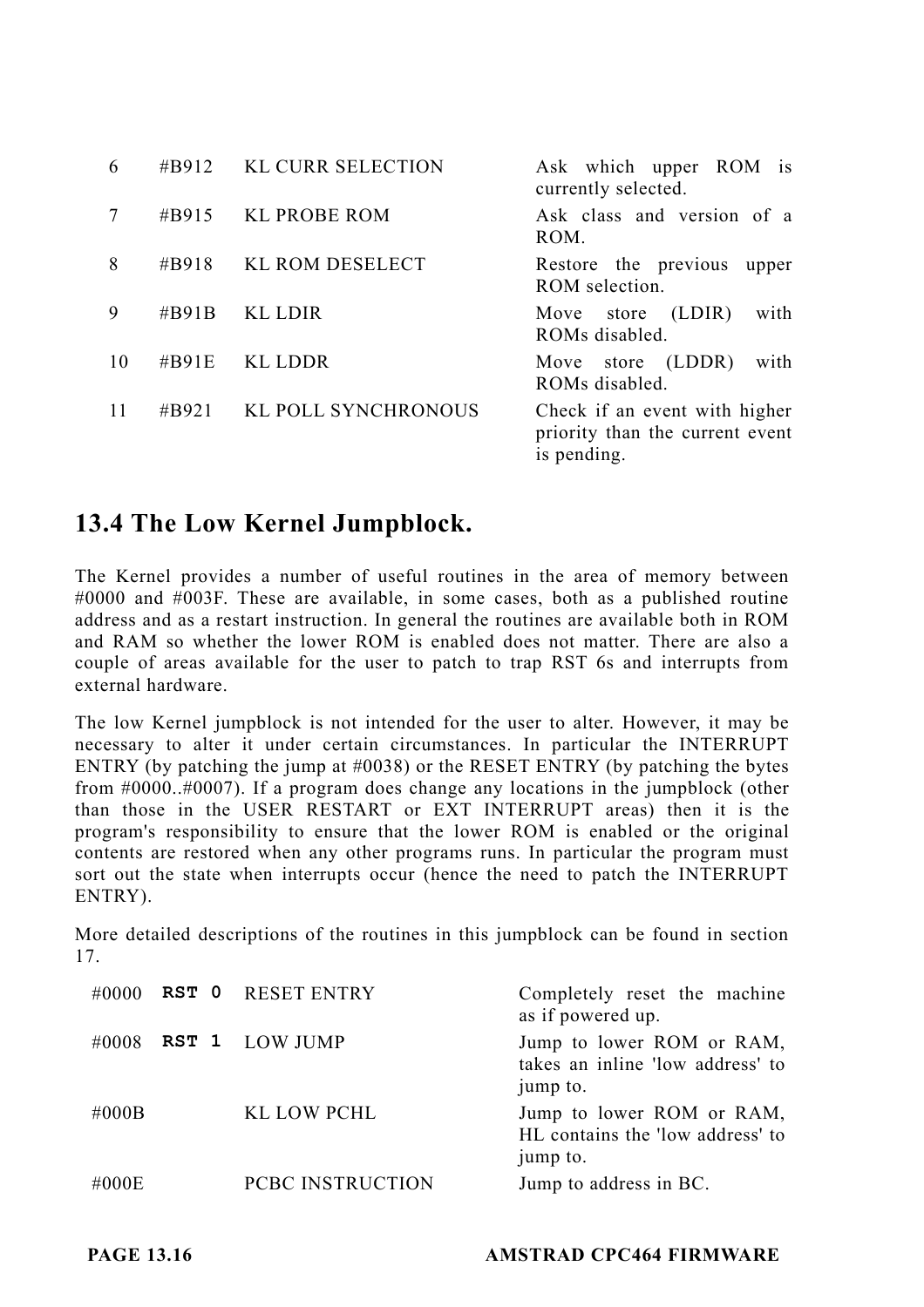| | | | |
|---|---|---|---|
| 6 | #B912 | KL CURR SELECTION | Ask which upper ROM is currently selected. |
| 7 | #B915 | KL PROBE ROM | Ask class and version of a ROM. |
| 8 | #B918 | KL ROM DESELECT | Restore the previous upper ROM selection. |
| 9 | #B91B | KL LDIR | Move store (LDIR) with ROMs disabled. |
| 10 | #B91E | KL LDDR | Move store (LDDR) with ROMs disabled. |
| 11 | #B921 | KL POLL SYNCHRONOUS | Check if an event with higher priority than the current event is pending. |

## 13.4 The Low Kernel Jumpblock.

The Kernel provides a number of useful routines in the area of memory between #0000 and #003F. These are available, in some cases, both as a published routine address and as a restart instruction. In general the routines are available both in ROM and RAM so whether the lower ROM is enabled does not matter. There are also a couple of areas available for the user to patch to trap RST 6s and interrupts from external hardware.

The low Kernel jumpblock is not intended for the user to alter. However, it may be necessary to alter it under certain circumstances. In particular the INTERRUPT ENTRY (by patching the jump at #0038) or the RESET ENTRY (by patching the bytes from #0000..#0007). If a program does change any locations in the jumpblock (other than those in the USER RESTART or EXT INTERRUPT areas) then it is the program's responsibility to ensure that the lower ROM is enabled or the original contents are restored when any other programs runs. In particular the program must sort out the state when interrupts occur (hence the need to patch the INTERRUPT ENTRY).

More detailed descriptions of the routines in this jumpblock can be found in section 17.

| | | | |
|---|---|---|---|
| #0000 | **RST 0** | RESET ENTRY | Completely reset the machine as if powered up. |
| #0008 | **RST 1** | LOW JUMP | Jump to lower ROM or RAM, takes an inline 'low address' to jump to. |
| #000B | | KL LOW PCHL | Jump to lower ROM or RAM, HL contains the 'low address' to jump to. |
| #000E | | PCBC INSTRUCTION | Jump to address in BC. |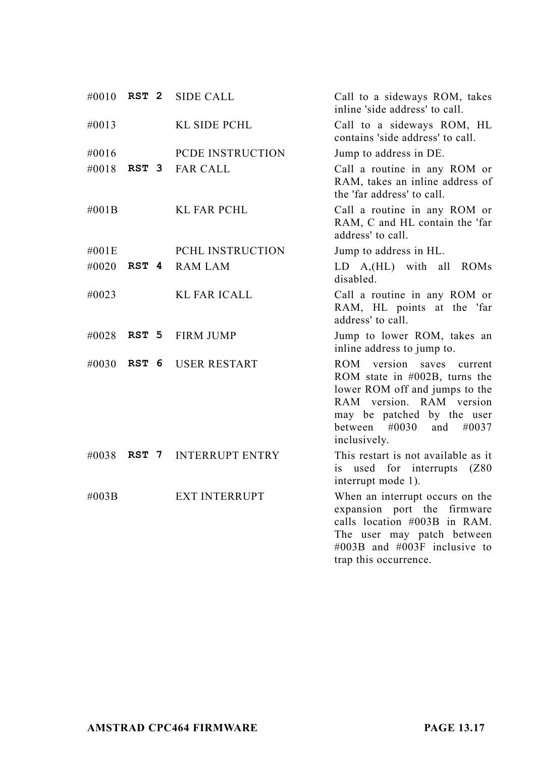| | | | |
|---|---|---|---|
| #0010 | **RST 2** | SIDE CALL | Call to a sideways ROM, takes inline 'side address' to call. |
| #0013 | | KL SIDE PCHL | Call to a sideways ROM, HL contains 'side address' to call. |
| #0016 | | PCDE INSTRUCTION | Jump to address in DE. |
| #0018 | **RST 3** | FAR CALL | Call a routine in any ROM or RAM, takes an inline address of the 'far address' to call. |
| #001B | | KL FAR PCHL | Call a routine in any ROM or RAM, C and HL contain the 'far address' to call. |
| #001E | | PCHL INSTRUCTION | Jump to address in HL. |
| #0020 | **RST 4** | RAM LAM | LD A,(HL) with all ROMs disabled. |
| #0023 | | KL FAR ICALL | Call a routine in any ROM or RAM, HL points at the 'far address' to call. |
| #0028 | **RST 5** | FIRM JUMP | Jump to lower ROM, takes an inline address to jump to. |
| #0030 | **RST 6** | USER RESTART | ROM version saves current ROM state in #002B, turns the lower ROM off and jumps to the RAM version. RAM version may be patched by the user between #0030 and #0037 inclusively. |
| #0038 | **RST 7** | INTERRUPT ENTRY | This restart is not available as it is used for interrupts (Z80 interrupt mode 1). |
| #003B | | EXT INTERRUPT | When an interrupt occurs on the expansion port the firmware calls location #003B in RAM. The user may patch between #003B and #003F inclusive to trap this occurrence. |